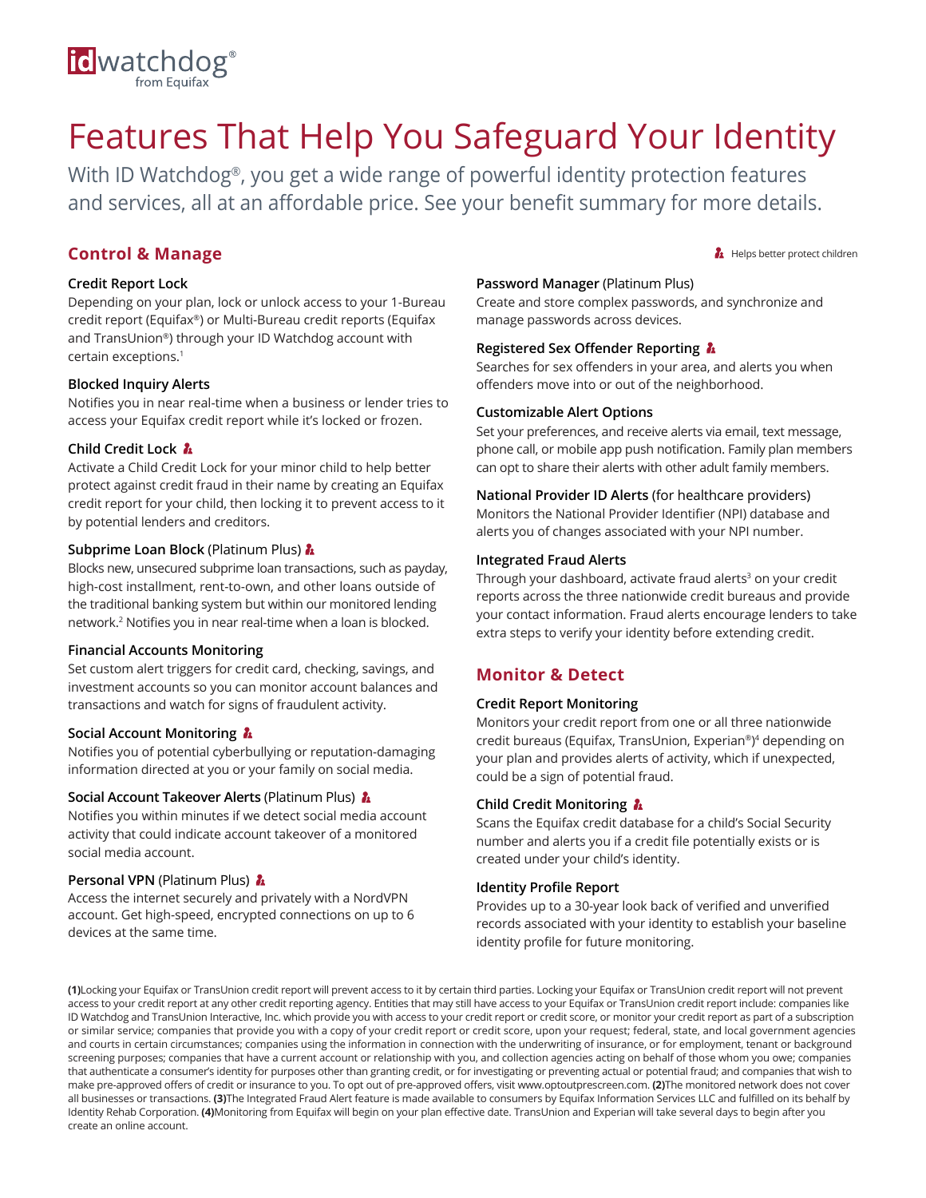idwatchdog® from Equifax

# Features That Help You Safeguard Your Identity

With ID Watchdog®, you get a wide range of powerful identity protection features and services, all at an affordable price. See your benefit summary for more details.

## Control & Manage

(Icon) Helps better protect children

**Credit Report Lock**
Depending on your plan, lock or unlock access to your 1-Bureau credit report (Equifax®) or Multi-Bureau credit reports (Equifax and TransUnion®) through your ID Watchdog account with certain exceptions.[1]

**Blocked Inquiry Alerts**
Notifies you in near real-time when a business or lender tries to access your Equifax credit report while it's locked or frozen.

**Child Credit Lock** (Icon)
Activate a Child Credit Lock for your minor child to help better protect against credit fraud in their name by creating an Equifax credit report for your child, then locking it to prevent access to it by potential lenders and creditors.

**Subprime Loan Block** (Platinum Plus) (Icon)
Blocks new, unsecured subprime loan transactions, such as payday, high-cost installment, rent-to-own, and other loans outside of the traditional banking system but within our monitored lending network.[2] Notifies you in near real-time when a loan is blocked.

**Financial Accounts Monitoring**
Set custom alert triggers for credit card, checking, savings, and investment accounts so you can monitor account balances and transactions and watch for signs of fraudulent activity.

**Social Account Monitoring** (Icon)
Notifies you of potential cyberbullying or reputation-damaging information directed at you or your family on social media.

**Social Account Takeover Alerts** (Platinum Plus) (Icon)
Notifies you within minutes if we detect social media account activity that could indicate account takeover of a monitored social media account.

**Personal VPN** (Platinum Plus) (Icon)
Access the internet securely and privately with a NordVPN account. Get high-speed, encrypted connections on up to 6 devices at the same time.

**Password Manager** (Platinum Plus)
Create and store complex passwords, and synchronize and manage passwords across devices.

**Registered Sex Offender Reporting** (Icon)
Searches for sex offenders in your area, and alerts you when offenders move into or out of the neighborhood.

**Customizable Alert Options**
Set your preferences, and receive alerts via email, text message, phone call, or mobile app push notification. Family plan members can opt to share their alerts with other adult family members.

**National Provider ID Alerts** (for healthcare providers)
Monitors the National Provider Identifier (NPI) database and alerts you of changes associated with your NPI number.

**Integrated Fraud Alerts**
Through your dashboard, activate fraud alerts[3] on your credit reports across the three nationwide credit bureaus and provide your contact information. Fraud alerts encourage lenders to take extra steps to verify your identity before extending credit.

## Monitor & Detect

**Credit Report Monitoring**
Monitors your credit report from one or all three nationwide credit bureaus (Equifax, TransUnion, Experian®)[4] depending on your plan and provides alerts of activity, which if unexpected, could be a sign of potential fraud.

**Child Credit Monitoring** (Icon)
Scans the Equifax credit database for a child's Social Security number and alerts you if a credit file potentially exists or is created under your child's identity.

**Identity Profile Report**
Provides up to a 30-year look back of verified and unverified records associated with your identity to establish your baseline identity profile for future monitoring.

**(1)**Locking your Equifax or TransUnion credit report will prevent access to it by certain third parties. Locking your Equifax or TransUnion credit report will not prevent access to your credit report at any other credit reporting agency. Entities that may still have access to your Equifax or TransUnion credit report include: companies like ID Watchdog and TransUnion Interactive, Inc. which provide you with access to your credit report or credit score, or monitor your credit report as part of a subscription or similar service; companies that provide you with a copy of your credit report or credit score, upon your request; federal, state, and local government agencies and courts in certain circumstances; companies using the information in connection with the underwriting of insurance, or for employment, tenant or background screening purposes; companies that have a current account or relationship with you, and collection agencies acting on behalf of those whom you owe; companies that authenticate a consumer's identity for purposes other than granting credit, or for investigating or preventing actual or potential fraud; and companies that wish to make pre-approved offers of credit or insurance to you. To opt out of pre-approved offers, visit www.optoutprescreen.com. **(2)**The monitored network does not cover all businesses or transactions. **(3)**The Integrated Fraud Alert feature is made available to consumers by Equifax Information Services LLC and fulfilled on its behalf by Identity Rehab Corporation. **(4)**Monitoring from Equifax will begin on your plan effective date. TransUnion and Experian will take several days to begin after you create an online account.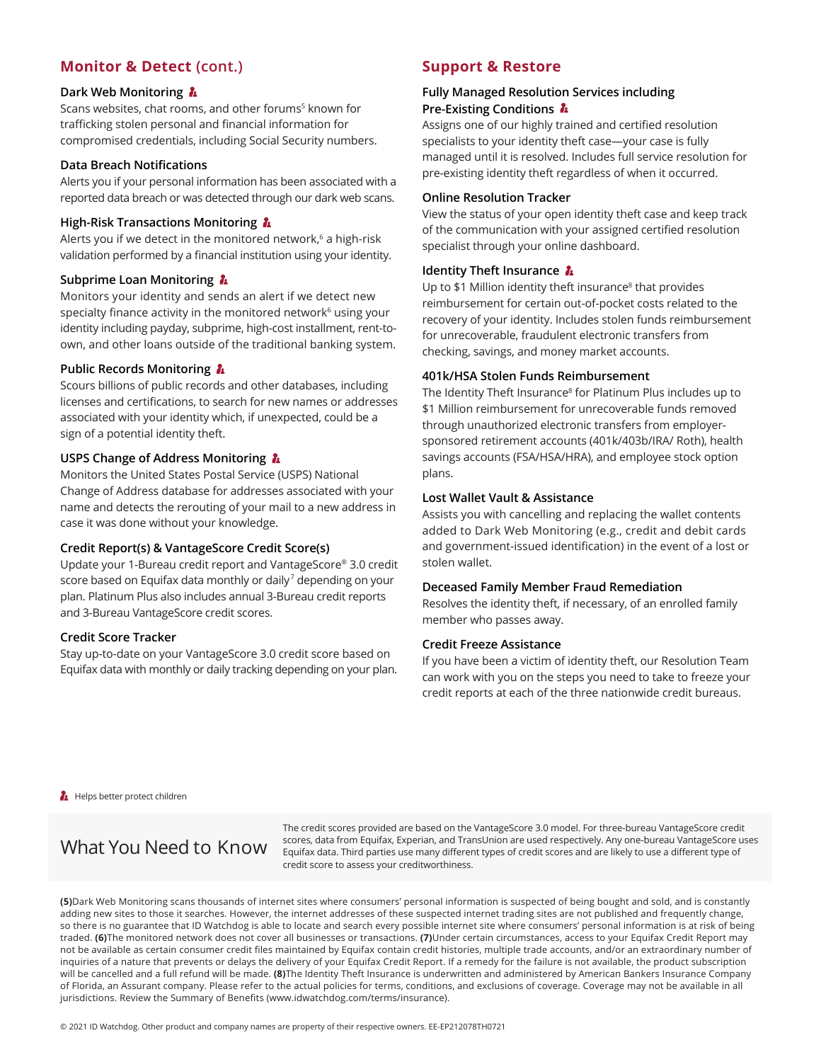## Monitor & Detect (cont.)

### Dark Web Monitoring

Scans websites, chat rooms, and other forums[5] known for trafficking stolen personal and financial information for compromised credentials, including Social Security numbers.

### Data Breach Notifications

Alerts you if your personal information has been associated with a reported data breach or was detected through our dark web scans.

### High-Risk Transactions Monitoring

Alerts you if we detect in the monitored network,[6] a high-risk validation performed by a financial institution using your identity.

### Subprime Loan Monitoring

Monitors your identity and sends an alert if we detect new specialty finance activity in the monitored network[6] using your identity including payday, subprime, high-cost installment, rent-to-own, and other loans outside of the traditional banking system.

### Public Records Monitoring

Scours billions of public records and other databases, including licenses and certifications, to search for new names or addresses associated with your identity which, if unexpected, could be a sign of a potential identity theft.

### USPS Change of Address Monitoring

Monitors the United States Postal Service (USPS) National Change of Address database for addresses associated with your name and detects the rerouting of your mail to a new address in case it was done without your knowledge.

### Credit Report(s) & VantageScore Credit Score(s)

Update your 1-Bureau credit report and VantageScore® 3.0 credit score based on Equifax data monthly or daily[7] depending on your plan. Platinum Plus also includes annual 3-Bureau credit reports and 3-Bureau VantageScore credit scores.

### Credit Score Tracker

Stay up-to-date on your VantageScore 3.0 credit score based on Equifax data with monthly or daily tracking depending on your plan.

## Support & Restore

### Fully Managed Resolution Services including Pre-Existing Conditions

Assigns one of our highly trained and certified resolution specialists to your identity theft case—your case is fully managed until it is resolved. Includes full service resolution for pre-existing identity theft regardless of when it occurred.

### Online Resolution Tracker

View the status of your open identity theft case and keep track of the communication with your assigned certified resolution specialist through your online dashboard.

### Identity Theft Insurance

Up to $1 Million identity theft insurance[8] that provides reimbursement for certain out-of-pocket costs related to the recovery of your identity. Includes stolen funds reimbursement for unrecoverable, fraudulent electronic transfers from checking, savings, and money market accounts.

### 401k/HSA Stolen Funds Reimbursement

The Identity Theft Insurance[8] for Platinum Plus includes up to $1 Million reimbursement for unrecoverable funds removed through unauthorized electronic transfers from employer-sponsored retirement accounts (401k/403b/IRA/ Roth), health savings accounts (FSA/HSA/HRA), and employee stock option plans.

### Lost Wallet Vault & Assistance

Assists you with cancelling and replacing the wallet contents added to Dark Web Monitoring (e.g., credit and debit cards and government-issued identification) in the event of a lost or stolen wallet.

### Deceased Family Member Fraud Remediation

Resolves the identity theft, if necessary, of an enrolled family member who passes away.

### Credit Freeze Assistance

If you have been a victim of identity theft, our Resolution Team can work with you on the steps you need to take to freeze your credit reports at each of the three nationwide credit bureaus.

Helps better protect children

## What You Need to Know

The credit scores provided are based on the VantageScore 3.0 model. For three-bureau VantageScore credit scores, data from Equifax, Experian, and TransUnion are used respectively. Any one-bureau VantageScore uses Equifax data. Third parties use many different types of credit scores and are likely to use a different type of credit score to assess your creditworthiness.

**(5)**Dark Web Monitoring scans thousands of internet sites where consumers' personal information is suspected of being bought and sold, and is constantly adding new sites to those it searches. However, the internet addresses of these suspected internet trading sites are not published and frequently change, so there is no guarantee that ID Watchdog is able to locate and search every possible internet site where consumers' personal information is at risk of being traded. **(6)**The monitored network does not cover all businesses or transactions. **(7)**Under certain circumstances, access to your Equifax Credit Report may not be available as certain consumer credit files maintained by Equifax contain credit histories, multiple trade accounts, and/or an extraordinary number of inquiries of a nature that prevents or delays the delivery of your Equifax Credit Report. If a remedy for the failure is not available, the product subscription will be cancelled and a full refund will be made. **(8)**The Identity Theft Insurance is underwritten and administered by American Bankers Insurance Company of Florida, an Assurant company. Please refer to the actual policies for terms, conditions, and exclusions of coverage. Coverage may not be available in all jurisdictions. Review the Summary of Benefits (www.idwatchdog.com/terms/insurance).

© 2021 ID Watchdog. Other product and company names are property of their respective owners. EE-EP212078TH0721